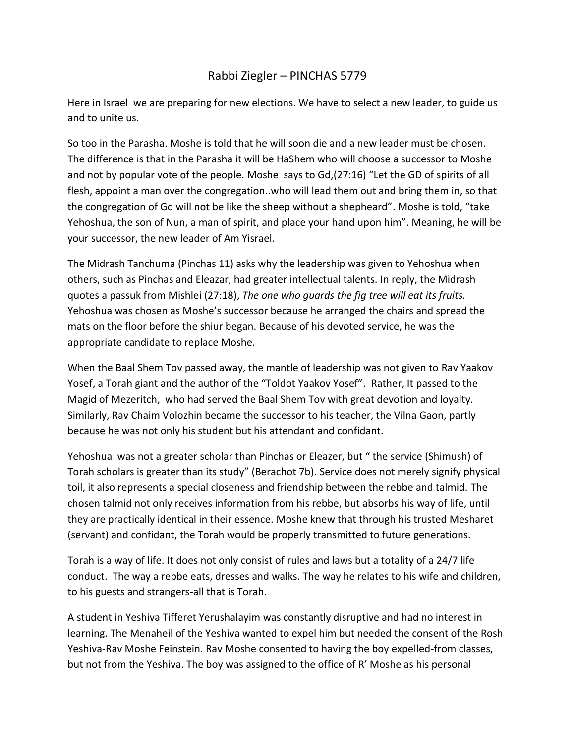# Rabbi Ziegler – PINCHAS 5779

Here in Israel we are preparing for new elections. We have to select a new leader, to guide us and to unite us.

So too in the Parasha. Moshe is told that he will soon die and a new leader must be chosen. The difference is that in the Parasha it will be HaShem who will choose a successor to Moshe and not by popular vote of the people. Moshe says to Gd,(27:16) "Let the GD of spirits of all flesh, appoint a man over the congregation..who will lead them out and bring them in, so that the congregation of Gd will not be like the sheep without a shepheard". Moshe is told, "take Yehoshua, the son of Nun, a man of spirit, and place your hand upon him". Meaning, he will be your successor, the new leader of Am Yisrael.

The Midrash Tanchuma (Pinchas 11) asks why the leadership was given to Yehoshua when others, such as Pinchas and Eleazar, had greater intellectual talents. In reply, the Midrash quotes a passuk from Mishlei (27:18), *The one who guards the fig tree will eat its fruits.* Yehoshua was chosen as Moshe's successor because he arranged the chairs and spread the mats on the floor before the shiur began. Because of his devoted service, he was the appropriate candidate to replace Moshe.

When the Baal Shem Tov passed away, the mantle of leadership was not given to Rav Yaakov Yosef, a Torah giant and the author of the "Toldot Yaakov Yosef". Rather, It passed to the Magid of Mezeritch, who had served the Baal Shem Tov with great devotion and loyalty. Similarly, Rav Chaim Volozhin became the successor to his teacher, the Vilna Gaon, partly because he was not only his student but his attendant and confidant.

Yehoshua was not a greater scholar than Pinchas or Eleazer, but " the service (Shimush) of Torah scholars is greater than its study" (Berachot 7b). Service does not merely signify physical toil, it also represents a special closeness and friendship between the rebbe and talmid. The chosen talmid not only receives information from his rebbe, but absorbs his way of life, until they are practically identical in their essence. Moshe knew that through his trusted Mesharet (servant) and confidant, the Torah would be properly transmitted to future generations.

Torah is a way of life. It does not only consist of rules and laws but a totality of a 24/7 life conduct. The way a rebbe eats, dresses and walks. The way he relates to his wife and children, to his guests and strangers-all that is Torah.

A student in Yeshiva Tifferet Yerushalayim was constantly disruptive and had no interest in learning. The Menaheil of the Yeshiva wanted to expel him but needed the consent of the Rosh Yeshiva-Rav Moshe Feinstein. Rav Moshe consented to having the boy expelled-from classes, but not from the Yeshiva. The boy was assigned to the office of R' Moshe as his personal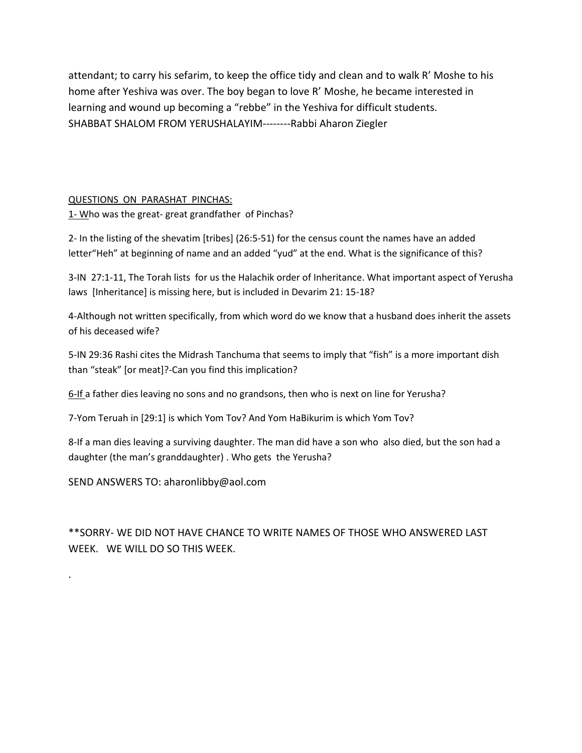attendant; to carry his sefarim, to keep the office tidy and clean and to walk R' Moshe to his home after Yeshiva was over. The boy began to love R' Moshe, he became interested in learning and wound up becoming a "rebbe" in the Yeshiva for difficult students.
SHABBAT SHALOM FROM YERUSHALAYIM--------Rabbi Aharon Ziegler

<u>QUESTIONS ON PARASHAT PINCHAS:</u>

1- Who was the great- great grandfather of Pinchas?

2- In the listing of the shevatim [tribes] (26:5-51) for the census count the names have an added letter"Heh" at beginning of name and an added "yud" at the end. What is the significance of this?

3-IN 27:1-11, The Torah lists for us the Halachik order of Inheritance. What important aspect of Yerusha laws [Inheritance] is missing here, but is included in Devarim 21: 15-18?

4-Although not written specifically, from which word do we know that a husband does inherit the assets of his deceased wife?

5-IN 29:36 Rashi cites the Midrash Tanchuma that seems to imply that "fish" is a more important dish than "steak" [or meat]?-Can you find this implication?

6-If a father dies leaving no sons and no grandsons, then who is next on line for Yerusha?

7-Yom Teruah in [29:1] is which Yom Tov? And Yom HaBikurim is which Yom Tov?

8-If a man dies leaving a surviving daughter. The man did have a son who also died, but the son had a daughter (the man's granddaughter) . Who gets the Yerusha?

SEND ANSWERS TO: aharonlibby@aol.com

**SORRY- WE DID NOT HAVE CHANCE TO WRITE NAMES OF THOSE WHO ANSWERED LAST WEEK. WE WILL DO SO THIS WEEK.

.